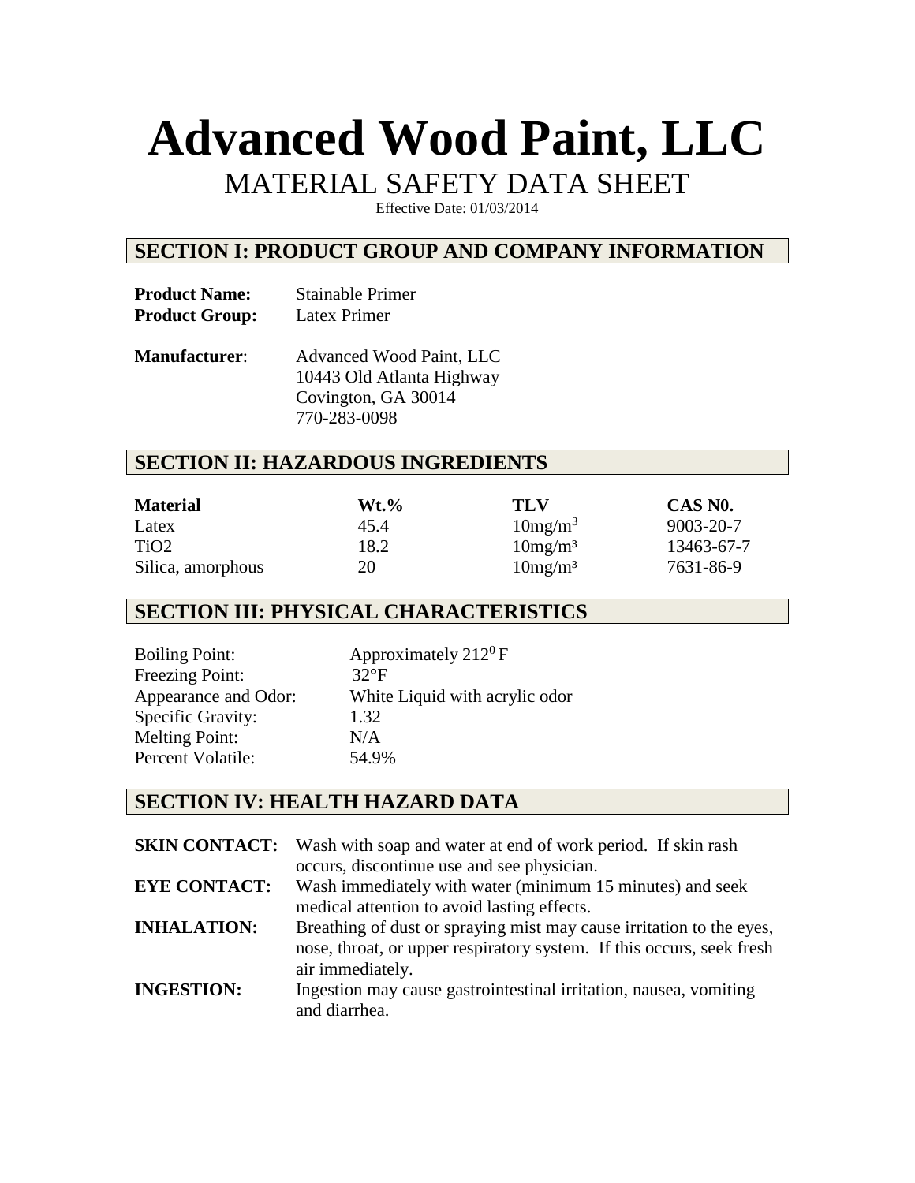# Advanced Wood Paint, LLC

## MATERIAL SAFETY DATA SHEET

Effective Date: 01/03/2014

## SECTION I: PRODUCT GROUP AND COMPANY INFORMATION

**Product Name:** Stainable Primer
**Product Group:** Latex Primer

**Manufacturer**: Advanced Wood Paint, LLC
10443 Old Atlanta Highway
Covington, GA 30014
770-283-0098

## SECTION II: HAZARDOUS INGREDIENTS

| **Material** | **Wt.%** | **TLV** | **CAS N0.** |
|---|---|---|---|
| Latex | 45.4 | $10mg/m^3$ | 9003-20-7 |
| $TiO_2$ | 18.2 | $10mg/m^3$ | 13463-67-7 |
| Silica, amorphous | 20 | $10mg/m^3$ | 7631-86-9 |

## SECTION III: PHYSICAL CHARACTERISTICS

| | |
|---|---|
| Boiling Point: | Approximately $212^0$ F |
| Freezing Point: | 32°F |
| Appearance and Odor: | White Liquid with acrylic odor |
| Specific Gravity: | 1.32 |
| Melting Point: | N/A |
| Percent Volatile: | 54.9% |

## SECTION IV: HEALTH HAZARD DATA

**SKIN CONTACT:** Wash with soap and water at end of work period. If skin rash occurs, discontinue use and see physician.

**EYE CONTACT:** Wash immediately with water (minimum 15 minutes) and seek medical attention to avoid lasting effects.

**INHALATION:** Breathing of dust or spraying mist may cause irritation to the eyes, nose, throat, or upper respiratory system. If this occurs, seek fresh air immediately.

**INGESTION:** Ingestion may cause gastrointestinal irritation, nausea, vomiting and diarrhea.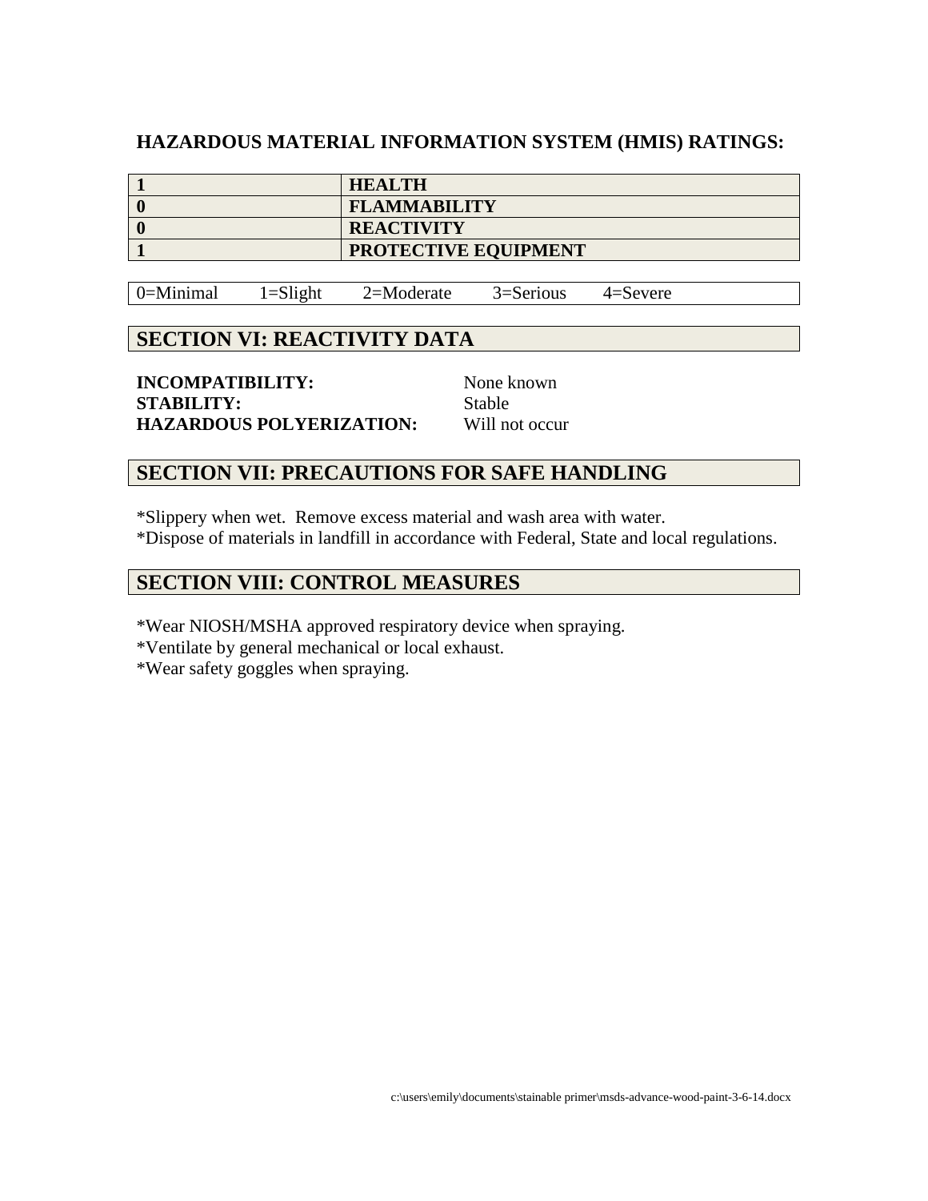**HAZARDOUS MATERIAL INFORMATION SYSTEM (HMIS) RATINGS:**

| | |
|---|---|
| **1** | **HEALTH** |
| **0** | **FLAMMABILITY** |
| **0** | **REACTIVITY** |
| **1** | **PROTECTIVE EQUIPMENT** |

| | | | | |
|---|---|---|---|---|
| 0=Minimal | 1=Slight | 2=Moderate | 3=Serious | 4=Severe |

## SECTION VI: REACTIVITY DATA

**INCOMPATIBILITY:** None known
**STABILITY:** Stable
**HAZARDOUS POLYERIZATION:** Will not occur

## SECTION VII: PRECAUTIONS FOR SAFE HANDLING

*Slippery when wet. Remove excess material and wash area with water.
*Dispose of materials in landfill in accordance with Federal, State and local regulations.

## SECTION VIII: CONTROL MEASURES

*Wear NIOSH/MSHA approved respiratory device when spraying.
*Ventilate by general mechanical or local exhaust.
*Wear safety goggles when spraying.

c:\users\emily\documents\stainable primer\msds-advance-wood-paint-3-6-14.docx